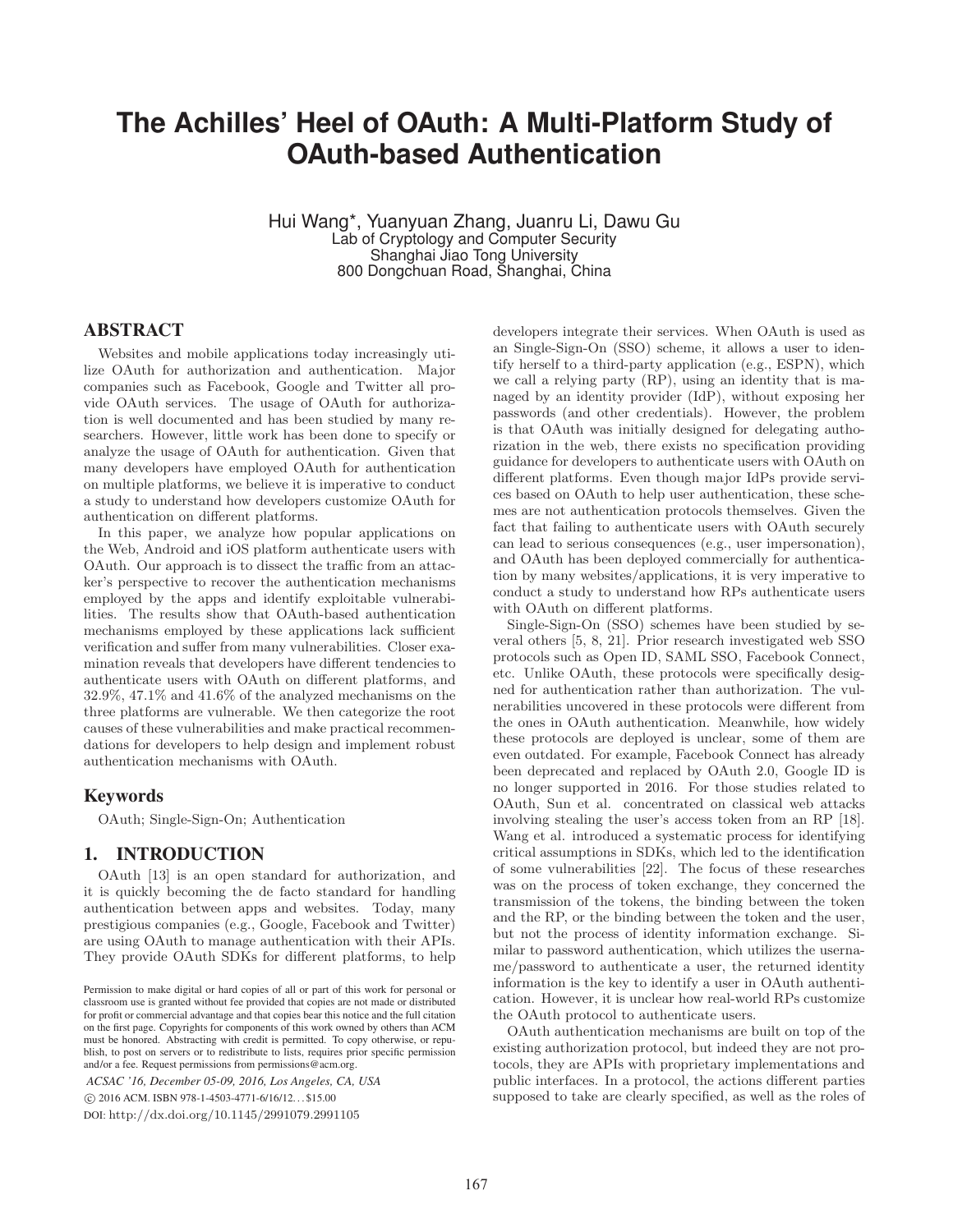# The Achilles' Heel of OAuth: A Multi-Platform Study of OAuth-based Authentication

Hui Wang*, Yuanyuan Zhang, Juanru Li, Dawu Gu
Lab of Cryptology and Computer Security
Shanghai Jiao Tong University
800 Dongchuan Road, Shanghai, China

## ABSTRACT

Websites and mobile applications today increasingly utilize OAuth for authorization and authentication. Major companies such as Facebook, Google and Twitter all provide OAuth services. The usage of OAuth for authorization is well documented and has been studied by many researchers. However, little work has been done to specify or analyze the usage of OAuth for authentication. Given that many developers have employed OAuth for authentication on multiple platforms, we believe it is imperative to conduct a study to understand how developers customize OAuth for authentication on different platforms.

In this paper, we analyze how popular applications on the Web, Android and iOS platform authenticate users with OAuth. Our approach is to dissect the traffic from an attacker's perspective to recover the authentication mechanisms employed by the apps and identify exploitable vulnerabilities. The results show that OAuth-based authentication mechanisms employed by these applications lack sufficient verification and suffer from many vulnerabilities. Closer examination reveals that developers have different tendencies to authenticate users with OAuth on different platforms, and 32.9%, 47.1% and 41.6% of the analyzed mechanisms on the three platforms are vulnerable. We then categorize the root causes of these vulnerabilities and make practical recommendations for developers to help design and implement robust authentication mechanisms with OAuth.

### Keywords

OAuth; Single-Sign-On; Authentication

## 1. INTRODUCTION

OAuth [13] is an open standard for authorization, and it is quickly becoming the de facto standard for handling authentication between apps and websites. Today, many prestigious companies (e.g., Google, Facebook and Twitter) are using OAuth to manage authentication with their APIs. They provide OAuth SDKs for different platforms, to help developers integrate their services. When OAuth is used as an Single-Sign-On (SSO) scheme, it allows a user to identify herself to a third-party application (e.g., ESPN), which we call a relying party (RP), using an identity that is managed by an identity provider (IdP), without exposing her passwords (and other credentials). However, the problem is that OAuth was initially designed for delegating authorization in the web, there exists no specification providing guidance for developers to authenticate users with OAuth on different platforms. Even though major IdPs provide services based on OAuth to help user authentication, these schemes are not authentication protocols themselves. Given the fact that failing to authenticate users with OAuth securely can lead to serious consequences (e.g., user impersonation), and OAuth has been deployed commercially for authentication by many websites/applications, it is very imperative to conduct a study to understand how RPs authenticate users with OAuth on different platforms.

Single-Sign-On (SSO) schemes have been studied by several others [5, 8, 21]. Prior research investigated web SSO protocols such as Open ID, SAML SSO, Facebook Connect, etc. Unlike OAuth, these protocols were specifically designed for authentication rather than authorization. The vulnerabilities uncovered in these protocols were different from the ones in OAuth authentication. Meanwhile, how widely these protocols are deployed is unclear, some of them are even outdated. For example, Facebook Connect has already been deprecated and replaced by OAuth 2.0, Google ID is no longer supported in 2016. For those studies related to OAuth, Sun et al. concentrated on classical web attacks involving stealing the user's access token from an RP [18]. Wang et al. introduced a systematic process for identifying critical assumptions in SDKs, which led to the identification of some vulnerabilities [22]. The focus of these researches was on the process of token exchange, they concerned the transmission of the tokens, the binding between the token and the RP, or the binding between the token and the user, but not the process of identity information exchange. Similar to password authentication, which utilizes the username/password to authenticate a user, the returned identity information is the key to identify a user in OAuth authentication. However, it is unclear how real-world RPs customize the OAuth protocol to authenticate users.

OAuth authentication mechanisms are built on top of the existing authorization protocol, but indeed they are not protocols, they are APIs with proprietary implementations and public interfaces. In a protocol, the actions different parties supposed to take are clearly specified, as well as the roles of

Permission to make digital or hard copies of all or part of this work for personal or classroom use is granted without fee provided that copies are not made or distributed for profit or commercial advantage and that copies bear this notice and the full citation on the first page. Copyrights for components of this work owned by others than ACM must be honored. Abstracting with credit is permitted. To copy otherwise, or republish, to post on servers or to redistribute to lists, requires prior specific permission and/or a fee. Request permissions from permissions@acm.org.

*ACSAC '16, December 05-09, 2016, Los Angeles, CA, USA*
© 2016 ACM. ISBN 978-1-4503-4771-6/16/12...$15.00
DOI: http://dx.doi.org/10.1145/2991079.2991105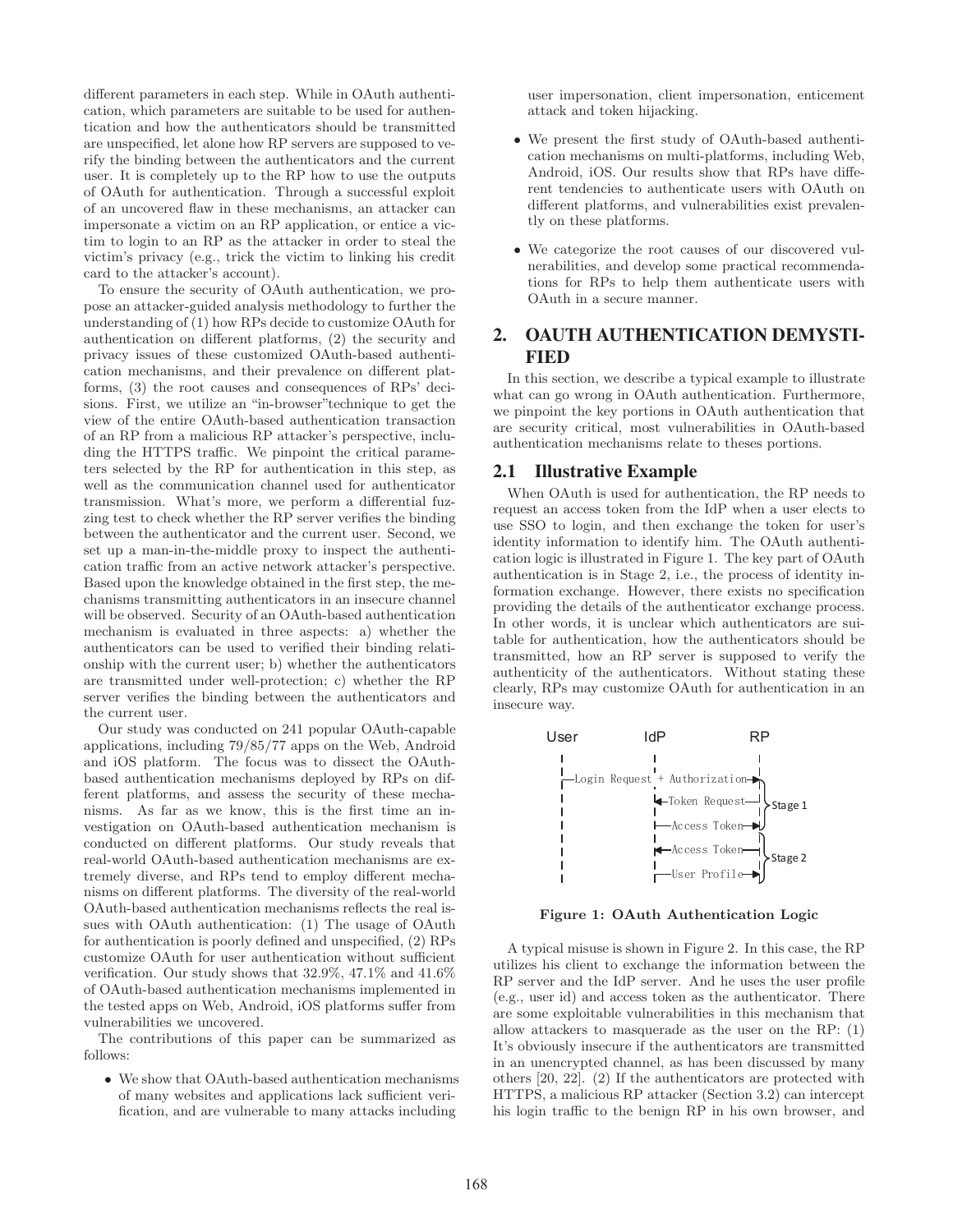different parameters in each step. While in OAuth authentication, which parameters are suitable to be used for authentication and how the authenticators should be transmitted are unspecified, let alone how RP servers are supposed to verify the binding between the authenticators and the current user. It is completely up to the RP how to use the outputs of OAuth for authentication. Through a successful exploit of an uncovered flaw in these mechanisms, an attacker can impersonate a victim on an RP application, or entice a victim to login to an RP as the attacker in order to steal the victim's privacy (e.g., trick the victim to linking his credit card to the attacker's account).

To ensure the security of OAuth authentication, we propose an attacker-guided analysis methodology to further the understanding of (1) how RPs decide to customize OAuth for authentication on different platforms, (2) the security and privacy issues of these customized OAuth-based authentication mechanisms, and their prevalence on different platforms, (3) the root causes and consequences of RPs' decisions. First, we utilize an "in-browser"technique to get the view of the entire OAuth-based authentication transaction of an RP from a malicious RP attacker's perspective, including the HTTPS traffic. We pinpoint the critical parameters selected by the RP for authentication in this step, as well as the communication channel used for authenticator transmission. What's more, we perform a differential fuzzing test to check whether the RP server verifies the binding between the authenticator and the current user. Second, we set up a man-in-the-middle proxy to inspect the authentication traffic from an active network attacker's perspective. Based upon the knowledge obtained in the first step, the mechanisms transmitting authenticators in an insecure channel will be observed. Security of an OAuth-based authentication mechanism is evaluated in three aspects: a) whether the authenticators can be used to verified their binding relationship with the current user; b) whether the authenticators are transmitted under well-protection; c) whether the RP server verifies the binding between the authenticators and the current user.

Our study was conducted on 241 popular OAuth-capable applications, including 79/85/77 apps on the Web, Android and iOS platform. The focus was to dissect the OAuth-based authentication mechanisms deployed by RPs on different platforms, and assess the security of these mechanisms. As far as we know, this is the first time an investigation on OAuth-based authentication mechanism is conducted on different platforms. Our study reveals that real-world OAuth-based authentication mechanisms are extremely diverse, and RPs tend to employ different mechanisms on different platforms. The diversity of the real-world OAuth-based authentication mechanisms reflects the real issues with OAuth authentication: (1) The usage of OAuth for authentication is poorly defined and unspecified, (2) RPs customize OAuth for user authentication without sufficient verification. Our study shows that 32.9%, 47.1% and 41.6% of OAuth-based authentication mechanisms implemented in the tested apps on Web, Android, iOS platforms suffer from vulnerabilities we uncovered.

The contributions of this paper can be summarized as follows:

- We show that OAuth-based authentication mechanisms of many websites and applications lack sufficient verification, and are vulnerable to many attacks including user impersonation, client impersonation, enticement attack and token hijacking.
- We present the first study of OAuth-based authentication mechanisms on multi-platforms, including Web, Android, iOS. Our results show that RPs have different tendencies to authenticate users with OAuth on different platforms, and vulnerabilities exist prevalently on these platforms.
- We categorize the root causes of our discovered vulnerabilities, and develop some practical recommendations for RPs to help them authenticate users with OAuth in a secure manner.

## 2. OAUTH AUTHENTICATION DEMYSTIFIED

In this section, we describe a typical example to illustrate what can go wrong in OAuth authentication. Furthermore, we pinpoint the key portions in OAuth authentication that are security critical, most vulnerabilities in OAuth-based authentication mechanisms relate to theses portions.

### 2.1 Illustrative Example

When OAuth is used for authentication, the RP needs to request an access token from the IdP when a user elects to use SSO to login, and then exchange the token for user's identity information to identify him. The OAuth authentication logic is illustrated in Figure 1. The key part of OAuth authentication is in Stage 2, i.e., the process of identity information exchange. However, there exists no specification providing the details of the authenticator exchange process. In other words, it is unclear which authenticators are suitable for authentication, how the authenticators should be transmitted, how an RP server is supposed to verify the authenticity of the authenticators. Without stating these clearly, RPs may customize OAuth for authentication in an insecure way.

User
IdP
RP
Login Request + Authorization
Token Request
Access Token
Stage 1
Access Token
User Profile
Stage 2

**Figure 1: OAuth Authentication Logic**

A typical misuse is shown in Figure 2. In this case, the RP utilizes his client to exchange the information between the RP server and the IdP server. And he uses the user profile (e.g., user id) and access token as the authenticator. There are some exploitable vulnerabilities in this mechanism that allow attackers to masquerade as the user on the RP: (1) It's obviously insecure if the authenticators are transmitted in an unencrypted channel, as has been discussed by many others [20, 22]. (2) If the authenticators are protected with HTTPS, a malicious RP attacker (Section 3.2) can intercept his login traffic to the benign RP in his own browser, and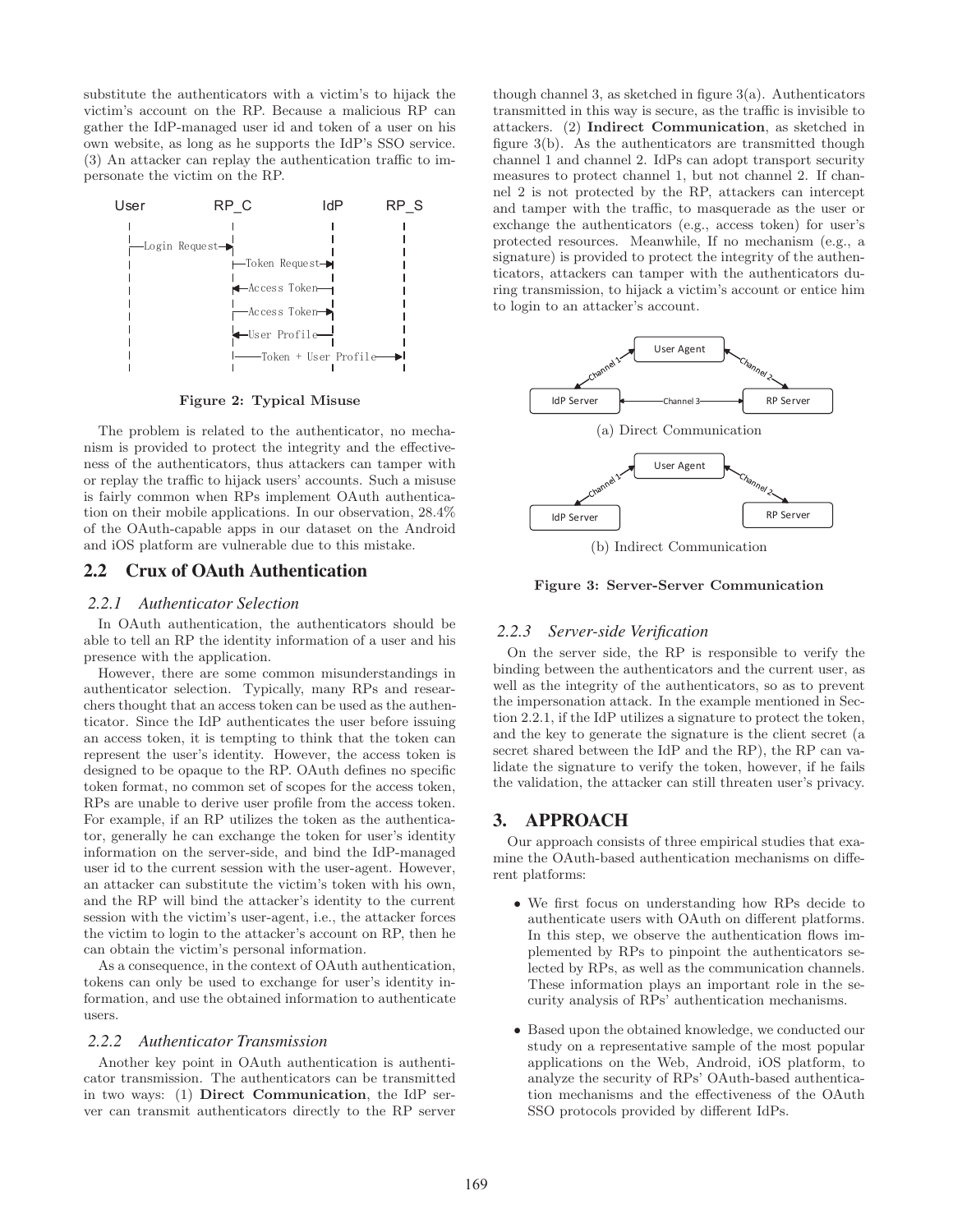substitute the authenticators with a victim's to hijack the victim's account on the RP. Because a malicious RP can gather the IdP-managed user id and token of a user on his own website, as long as he supports the IdP's SSO service. (3) An attacker can replay the authentication traffic to impersonate the victim on the RP.

**Figure 2: Typical Misuse**

The problem is related to the authenticator, no mechanism is provided to protect the integrity and the effectiveness of the authenticators, thus attackers can tamper with or replay the traffic to hijack users' accounts. Such a misuse is fairly common when RPs implement OAuth authentication on their mobile applications. In our observation, 28.4% of the OAuth-capable apps in our dataset on the Android and iOS platform are vulnerable due to this mistake.

## 2.2 Crux of OAuth Authentication

### 2.2.1 Authenticator Selection

In OAuth authentication, the authenticators should be able to tell an RP the identity information of a user and his presence with the application.

However, there are some common misunderstandings in authenticator selection. Typically, many RPs and researchers thought that an access token can be used as the authenticator. Since the IdP authenticates the user before issuing an access token, it is tempting to think that the token can represent the user's identity. However, the access token is designed to be opaque to the RP. OAuth defines no specific token format, no common set of scopes for the access token, RPs are unable to derive user profile from the access token. For example, if an RP utilizes the token as the authenticator, generally he can exchange the token for user's identity information on the server-side, and bind the IdP-managed user id to the current session with the user-agent. However, an attacker can substitute the victim's token with his own, and the RP will bind the attacker's identity to the current session with the victim's user-agent, i.e., the attacker forces the victim to login to the attacker's account on RP, then he can obtain the victim's personal information.

As a consequence, in the context of OAuth authentication, tokens can only be used to exchange for user's identity information, and use the obtained information to authenticate users.

### 2.2.2 Authenticator Transmission

Another key point in OAuth authentication is authenticator transmission. The authenticators can be transmitted in two ways: (1) **Direct Communication**, the IdP server can transmit authenticators directly to the RP server though channel 3, as sketched in figure 3(a). Authenticators transmitted in this way is secure, as the traffic is invisible to attackers. (2) **Indirect Communication**, as sketched in figure 3(b). As the authenticators are transmitted though channel 1 and channel 2. IdPs can adopt transport security measures to protect channel 1, but not channel 2. If channel 2 is not protected by the RP, attackers can intercept and tamper with the traffic, to masquerade as the user or exchange the authenticators (e.g., access token) for user's protected resources. Meanwhile, If no mechanism (e.g., a signature) is provided to protect the integrity of the authenticators, attackers can tamper with the authenticators during transmission, to hijack a victim's account or entice him to login to an attacker's account.

(a) Direct Communication

(b) Indirect Communication

**Figure 3: Server-Server Communication**

### 2.2.3 Server-side Verification

On the server side, the RP is responsible to verify the binding between the authenticators and the current user, as well as the integrity of the authenticators, so as to prevent the impersonation attack. In the example mentioned in Section 2.2.1, if the IdP utilizes a signature to protect the token, and the key to generate the signature is the client secret (a secret shared between the IdP and the RP), the RP can validate the signature to verify the token, however, if he fails the validation, the attacker can still threaten user's privacy.

# 3. APPROACH

Our approach consists of three empirical studies that examine the OAuth-based authentication mechanisms on different platforms:

- We first focus on understanding how RPs decide to authenticate users with OAuth on different platforms. In this step, we observe the authentication flows implemented by RPs to pinpoint the authenticators selected by RPs, as well as the communication channels. These information plays an important role in the security analysis of RPs' authentication mechanisms.
- Based upon the obtained knowledge, we conducted our study on a representative sample of the most popular applications on the Web, Android, iOS platform, to analyze the security of RPs' OAuth-based authentication mechanisms and the effectiveness of the OAuth SSO protocols provided by different IdPs.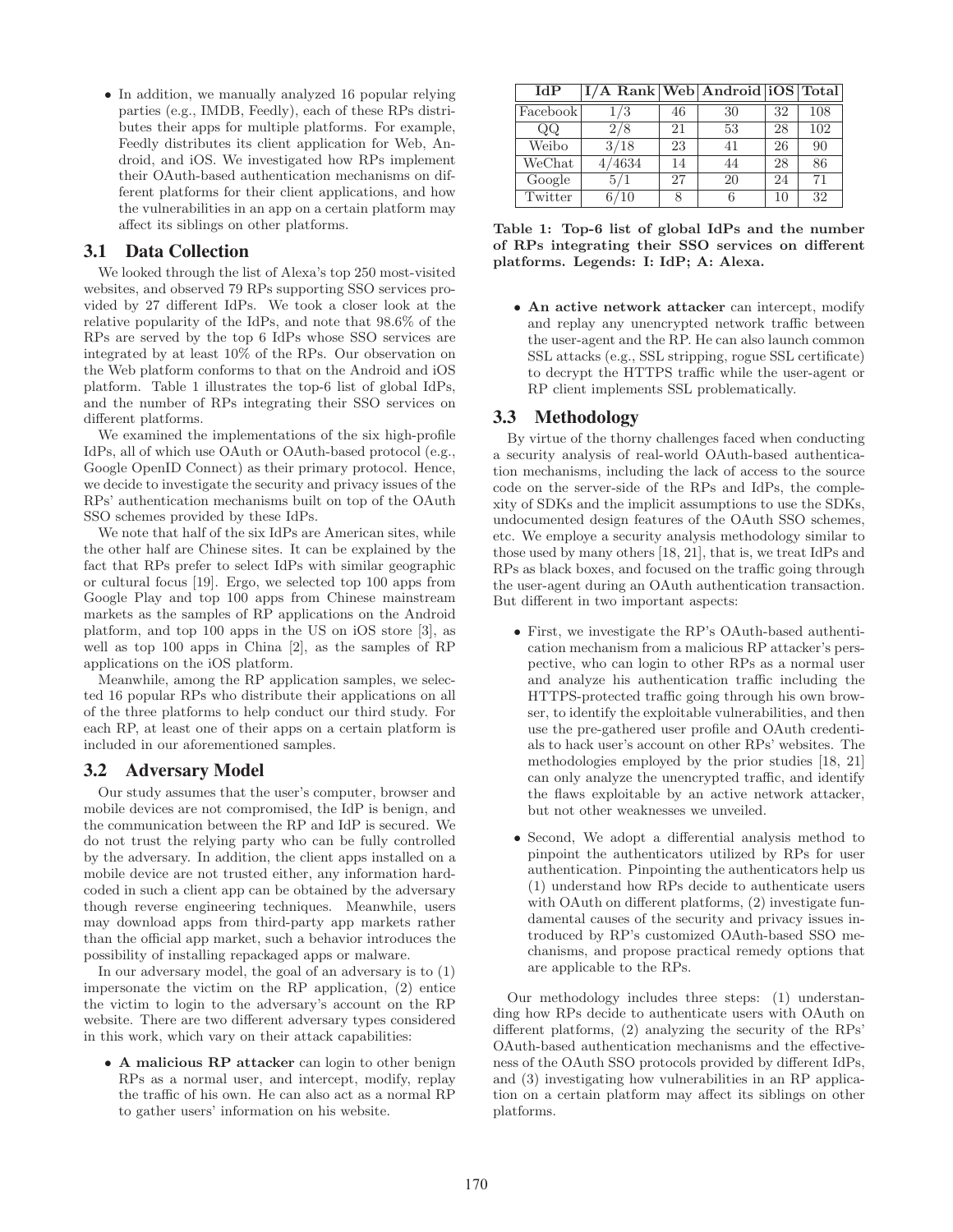- In addition, we manually analyzed 16 popular relying parties (e.g., IMDB, Feedly), each of these RPs distributes their apps for multiple platforms. For example, Feedly distributes its client application for Web, Android, and iOS. We investigated how RPs implement their OAuth-based authentication mechanisms on different platforms for their client applications, and how the vulnerabilities in an app on a certain platform may affect its siblings on other platforms.

## 3.1 Data Collection

We looked through the list of Alexa's top 250 most-visited websites, and observed 79 RPs supporting SSO services provided by 27 different IdPs. We took a closer look at the relative popularity of the IdPs, and note that 98.6% of the RPs are served by the top 6 IdPs whose SSO services are integrated by at least 10% of the RPs. Our observation on the Web platform conforms to that on the Android and iOS platform. Table 1 illustrates the top-6 list of global IdPs, and the number of RPs integrating their SSO services on different platforms.

We examined the implementations of the six high-profile IdPs, all of which use OAuth or OAuth-based protocol (e.g., Google OpenID Connect) as their primary protocol. Hence, we decide to investigate the security and privacy issues of the RPs' authentication mechanisms built on top of the OAuth SSO schemes provided by these IdPs.

We note that half of the six IdPs are American sites, while the other half are Chinese sites. It can be explained by the fact that RPs prefer to select IdPs with similar geographic or cultural focus [19]. Ergo, we selected top 100 apps from Google Play and top 100 apps from Chinese mainstream markets as the samples of RP applications on the Android platform, and top 100 apps in the US on iOS store [3], as well as top 100 apps in China [2], as the samples of RP applications on the iOS platform.

Meanwhile, among the RP application samples, we selected 16 popular RPs who distribute their applications on all of the three platforms to help conduct our third study. For each RP, at least one of their apps on a certain platform is included in our aforementioned samples.

## 3.2 Adversary Model

Our study assumes that the user's computer, browser and mobile devices are not compromised, the IdP is benign, and the communication between the RP and IdP is secured. We do not trust the relying party who can be fully controlled by the adversary. In addition, the client apps installed on a mobile device are not trusted either, any information hardcoded in such a client app can be obtained by the adversary though reverse engineering techniques. Meanwhile, users may download apps from third-party app markets rather than the official app market, such a behavior introduces the possibility of installing repackaged apps or malware.

In our adversary model, the goal of an adversary is to (1) impersonate the victim on the RP application, (2) entice the victim to login to the adversary's account on the RP website. There are two different adversary types considered in this work, which vary on their attack capabilities:

- **A malicious RP attacker** can login to other benign RPs as a normal user, and intercept, modify, replay the traffic of his own. He can also act as a normal RP to gather users' information on his website.

| IdP | I/A Rank | Web | Android | iOS | Total |
|---|---|---|---|---|---|
| Facebook | 1/3 | 46 | 30 | 32 | 108 |
| QQ | 2/8 | 21 | 53 | 28 | 102 |
| Weibo | 3/18 | 23 | 41 | 26 | 90 |
| WeChat | 4/4634 | 14 | 44 | 28 | 86 |
| Google | 5/1 | 27 | 20 | 24 | 71 |
| Twitter | 6/10 | 8 | 6 | 10 | 32 |

**Table 1: Top-6 list of global IdPs and the number of RPs integrating their SSO services on different platforms. Legends: I: IdP; A: Alexa.**

- **An active network attacker** can intercept, modify and replay any unencrypted network traffic between the user-agent and the RP. He can also launch common SSL attacks (e.g., SSL stripping, rogue SSL certificate) to decrypt the HTTPS traffic while the user-agent or RP client implements SSL problematically.

## 3.3 Methodology

By virtue of the thorny challenges faced when conducting a security analysis of real-world OAuth-based authentication mechanisms, including the lack of access to the source code on the server-side of the RPs and IdPs, the complexity of SDKs and the implicit assumptions to use the SDKs, undocumented design features of the OAuth SSO schemes, etc. We employ a security analysis methodology similar to those used by many others [18, 21], that is, we treat IdPs and RPs as black boxes, and focused on the traffic going through the user-agent during an OAuth authentication transaction. But different in two important aspects:

- First, we investigate the RP's OAuth-based authentication mechanism from a malicious RP attacker's perspective, who can login to other RPs as a normal user and analyze his authentication traffic including the HTTPS-protected traffic going through his own browser, to identify the exploitable vulnerabilities, and then use the pre-gathered user profile and OAuth credentials to hack user's account on other RPs' websites. The methodologies employed by the prior studies [18, 21] can only analyze the unencrypted traffic, and identify the flaws exploitable by an active network attacker, but not other weaknesses we unveiled.
- Second, We adopt a differential analysis method to pinpoint the authenticators utilized by RPs for user authentication. Pinpointing the authenticators help us (1) understand how RPs decide to authenticate users with OAuth on different platforms, (2) investigate fundamental causes of the security and privacy issues introduced by RP's customized OAuth-based SSO mechanisms, and propose practical remedy options that are applicable to the RPs.

Our methodology includes three steps: (1) understanding how RPs decide to authenticate users with OAuth on different platforms, (2) analyzing the security of the RPs' OAuth-based authentication mechanisms and the effectiveness of the OAuth SSO protocols provided by different IdPs, and (3) investigating how vulnerabilities in an RP application on a certain platform may affect its siblings on other platforms.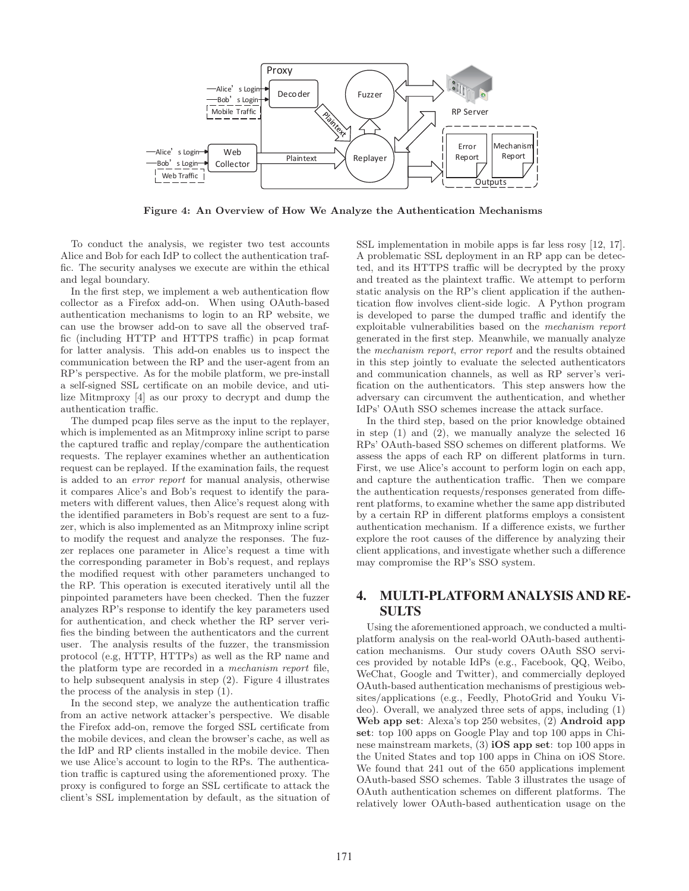Proxy

Alice's Login
Bob's Login
Mobile Traffic

Decoder

Fuzzer

RP Server

Plaintext

Alice's Login
Bob's Login
Web Traffic

Web Collector

Plaintext

Replayer

Error Report

Mechanism Report

Outputs

**Figure 4: An Overview of How We Analyze the Authentication Mechanisms**

To conduct the analysis, we register two test accounts Alice and Bob for each IdP to collect the authentication traffic. The security analyses we execute are within the ethical and legal boundary.

In the first step, we implement a web authentication flow collector as a Firefox add-on. When using OAuth-based authentication mechanisms to login to an RP website, we can use the browser add-on to save all the observed traffic (including HTTP and HTTPS traffic) in pcap format for latter analysis. This add-on enables us to inspect the communication between the RP and the user-agent from an RP's perspective. As for the mobile platform, we pre-install a self-signed SSL certificate on an mobile device, and utilize Mitmproxy [4] as our proxy to decrypt and dump the authentication traffic.

The dumped pcap files serve as the input to the replayer, which is implemented as an Mitmproxy inline script to parse the captured traffic and replay/compare the authentication requests. The replayer examines whether an authentication request can be replayed. If the examination fails, the request is added to an *error report* for manual analysis, otherwise it compares Alice's and Bob's request to identify the parameters with different values, then Alice's request along with the identified parameters in Bob's request are sent to a fuzzer, which is also implemented as an Mitmproxy inline script to modify the request and analyze the responses. The fuzzer replaces one parameter in Alice's request a time with the corresponding parameter in Bob's request, and replays the modified request with other parameters unchanged to the RP. This operation is executed iteratively until all the pinpointed parameters have been checked. Then the fuzzer analyzes RP's response to identify the key parameters used for authentication, and check whether the RP server verifies the binding between the authenticators and the current user. The analysis results of the fuzzer, the transmission protocol (e.g, HTTP, HTTPs) as well as the RP name and the platform type are recorded in a *mechanism report* file, to help subsequent analysis in step (2). Figure 4 illustrates the process of the analysis in step (1).

In the second step, we analyze the authentication traffic from an active network attacker's perspective. We disable the Firefox add-on, remove the forged SSL certificate from the mobile devices, and clean the browser's cache, as well as the IdP and RP clients installed in the mobile device. Then we use Alice's account to login to the RPs. The authentication traffic is captured using the aforementioned proxy. The proxy is configured to forge an SSL certificate to attack the client's SSL implementation by default, as the situation of SSL implementation in mobile apps is far less rosy [12, 17]. A problematic SSL deployment in an RP app can be detected, and its HTTPS traffic will be decrypted by the proxy and treated as the plaintext traffic. We attempt to perform static analysis on the RP's client application if the authentication flow involves client-side logic. A Python program is developed to parse the dumped traffic and identify the exploitable vulnerabilities based on the *mechanism report* generated in the first step. Meanwhile, we manually analyze the *mechanism report*, *error report* and the results obtained in this step jointly to evaluate the selected authenticators and communication channels, as well as RP server's verification on the authenticators. This step answers how the adversary can circumvent the authentication, and whether IdPs' OAuth SSO schemes increase the attack surface.

In the third step, based on the prior knowledge obtained in step (1) and (2), we manually analyze the selected 16 RPs' OAuth-based SSO schemes on different platforms. We assess the apps of each RP on different platforms in turn. First, we use Alice's account to perform login on each app, and capture the authentication traffic. Then we compare the authentication requests/responses generated from different platforms, to examine whether the same app distributed by a certain RP in different platforms employs a consistent authentication mechanism. If a difference exists, we further explore the root causes of the difference by analyzing their client applications, and investigate whether such a difference may compromise the RP's SSO system.

## 4. MULTI-PLATFORM ANALYSIS AND RESULTS

Using the aforementioned approach, we conducted a multi-platform analysis on the real-world OAuth-based authentication mechanisms. Our study covers OAuth SSO services provided by notable IdPs (e.g., Facebook, QQ, Weibo, WeChat, Google and Twitter), and commercially deployed OAuth-based authentication mechanisms of prestigious websites/applications (e.g., Feedly, PhotoGrid and Youku Video). Overall, we analyzed three sets of apps, including (1) **Web app set**: Alexa's top 250 websites, (2) **Android app set**: top 100 apps on Google Play and top 100 apps in Chinese mainstream markets, (3) **iOS app set**: top 100 apps in the United States and top 100 apps in China on iOS Store. We found that 241 out of the 650 applications implement OAuth-based SSO schemes. Table 3 illustrates the usage of OAuth authentication schemes on different platforms. The relatively lower OAuth-based authentication usage on the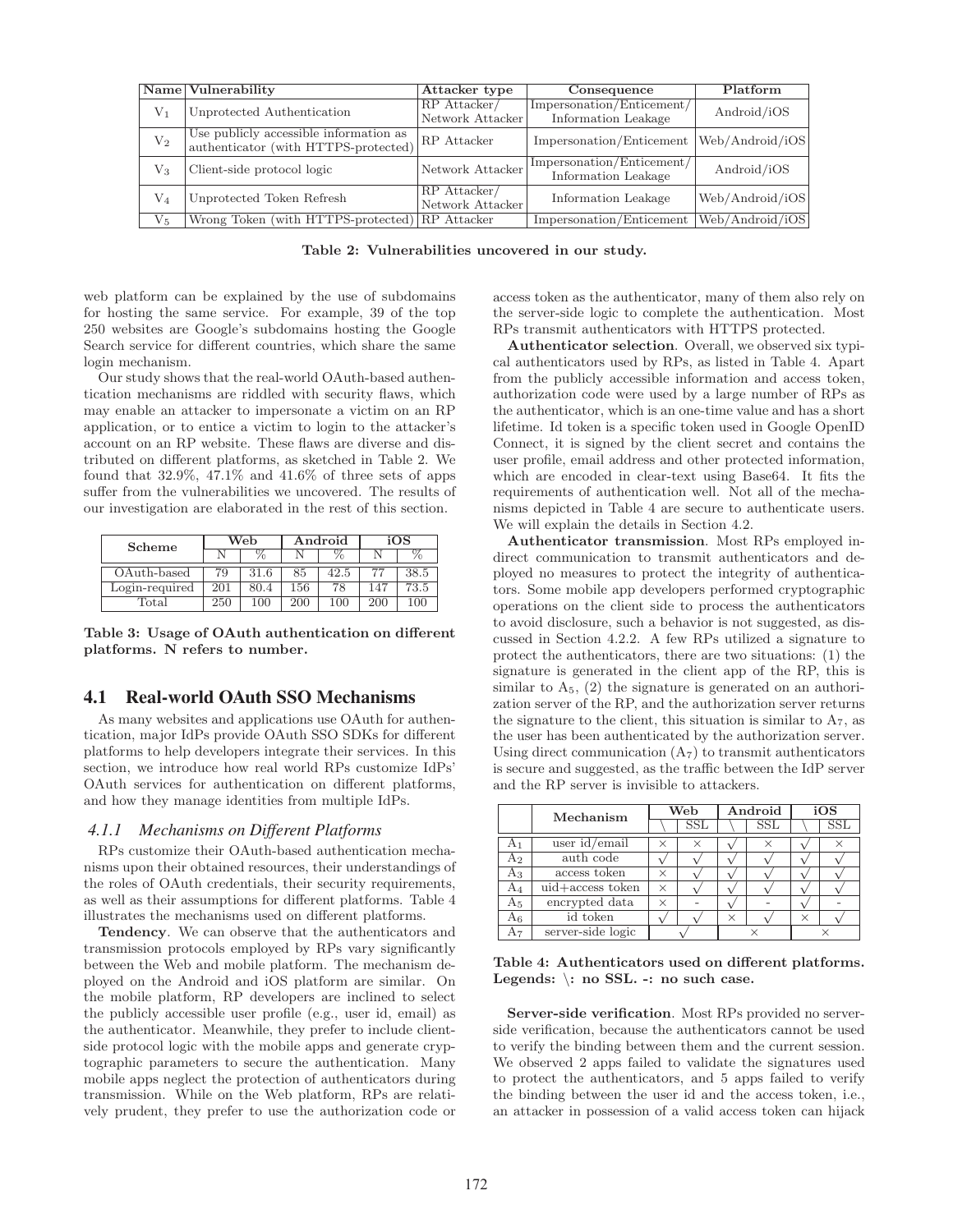| Name | Vulnerability | Attacker type | Consequence | Platform |
|---|---|---|---|---|
| $V_1$ | Unprotected Authentication | RP Attacker/ Network Attacker | Impersonation/Enticement/ Information Leakage | Android/iOS |
| $V_2$ | Use publicly accessible information as authenticator (with HTTPS-protected) | RP Attacker | Impersonation/Enticement | Web/Android/iOS |
| $V_3$ | Client-side protocol logic | Network Attacker | Impersonation/Enticement/ Information Leakage | Android/iOS |
| $V_4$ | Unprotected Token Refresh | RP Attacker/ Network Attacker | Information Leakage | Web/Android/iOS |
| $V_5$ | Wrong Token (with HTTPS-protected) | RP Attacker | Impersonation/Enticement | Web/Android/iOS |

**Table 2: Vulnerabilities uncovered in our study.**

web platform can be explained by the use of subdomains for hosting the same service. For example, 39 of the top 250 websites are Google's subdomains hosting the Google Search service for different countries, which share the same login mechanism.

Our study shows that the real-world OAuth-based authentication mechanisms are riddled with security flaws, which may enable an attacker to impersonate a victim on an RP application, or to entice a victim to login to the attacker's account on an RP website. These flaws are diverse and distributed on different platforms, as sketched in Table 2. We found that 32.9%, 47.1% and 41.6% of three sets of apps suffer from the vulnerabilities we uncovered. The results of our investigation are elaborated in the rest of this section.

| Scheme | Web | | Android | | iOS | |
|---|---|---|---|---|---|---|
| | N | % | N | % | N | % |
| OAuth-based | 79 | 31.6 | 85 | 42.5 | 77 | 38.5 |
| Login-required | 201 | 80.4 | 156 | 78 | 147 | 73.5 |
| Total | 250 | 100 | 200 | 100 | 200 | 100 |

**Table 3: Usage of OAuth authentication on different platforms. N refers to number.**

## 4.1 Real-world OAuth SSO Mechanisms

As many websites and applications use OAuth for authentication, major IdPs provide OAuth SSO SDKs for different platforms to help developers integrate their services. In this section, we introduce how real world RPs customize IdPs' OAuth services for authentication on different platforms, and how they manage identities from multiple IdPs.

### *4.1.1 Mechanisms on Different Platforms*

RPs customize their OAuth-based authentication mechanisms upon their obtained resources, their understandings of the roles of OAuth credentials, their security requirements, as well as their assumptions for different platforms. Table 4 illustrates the mechanisms used on different platforms.

**Tendency**. We can observe that the authenticators and transmission protocols employed by RPs vary significantly between the Web and mobile platform. The mechanism deployed on the Android and iOS platform are similar. On the mobile platform, RP developers are inclined to select the publicly accessible user profile (e.g., user id, email) as the authenticator. Meanwhile, they prefer to include client-side protocol logic with the mobile apps and generate cryptographic parameters to secure the authentication. Many mobile apps neglect the protection of authenticators during transmission. While on the Web platform, RPs are relatively prudent, they prefer to use the authorization code or access token as the authenticator, many of them also rely on the server-side logic to complete the authentication. Most RPs transmit authenticators with HTTPS protected.

**Authenticator selection**. Overall, we observed six typical authenticators used by RPs, as listed in Table 4. Apart from the publicly accessible information and access token, authorization code were used by a large number of RPs as the authenticator, which is an one-time value and has a short lifetime. Id token is a specific token used in Google OpenID Connect, it is signed by the client secret and contains the user profile, email address and other protected information, which are encoded in clear-text using Base64. It fits the requirements of authentication well. Not all of the mechanisms depicted in Table 4 are secure to authenticate users. We will explain the details in Section 4.2.

**Authenticator transmission**. Most RPs employed indirect communication to transmit authenticators and deployed no measures to protect the integrity of authenticators. Some mobile app developers performed cryptographic operations on the client side to process the authenticators to avoid disclosure, such a behavior is not suggested, as discussed in Section 4.2.2. A few RPs utilized a signature to protect the authenticators, there are two situations: (1) the signature is generated in the client app of the RP, this is similar to $A_5$, (2) the signature is generated on an authorization server of the RP, and the authorization server returns the signature to the client, this situation is similar to $A_7$, as the user has been authenticated by the authorization server. Using direct communication ($A_7$) to transmit authenticators is secure and suggested, as the traffic between the IdP server and the RP server is invisible to attackers.

| | Mechanism | Web | | Android | | iOS | |
|---|---|---|---|---|---|---|---|
| | | \ | SSL | \ | SSL | \ | SSL |
| $A_1$ | user id/email | × | × | √ | × | √ | × |
| $A_2$ | auth code | √ | √ | √ | √ | √ | √ |
| $A_3$ | access token | × | √ | √ | √ | √ | √ |
| $A_4$ | uid+access token | × | √ | √ | √ | √ | √ |
| $A_5$ | encrypted data | × | - | √ | - | √ | - |
| $A_6$ | id token | √ | √ | × | √ | × | √ |
| $A_7$ | server-side logic | √ | | × | | × | |

**Table 4: Authenticators used on different platforms. Legends: \: no SSL. -: no such case.**

**Server-side verification**. Most RPs provided no server-side verification, because the authenticators cannot be used to verify the binding between them and the current session. We observed 2 apps failed to validate the signatures used to protect the authenticators, and 5 apps failed to verify the binding between the user id and the access token, i.e., an attacker in possession of a valid access token can hijack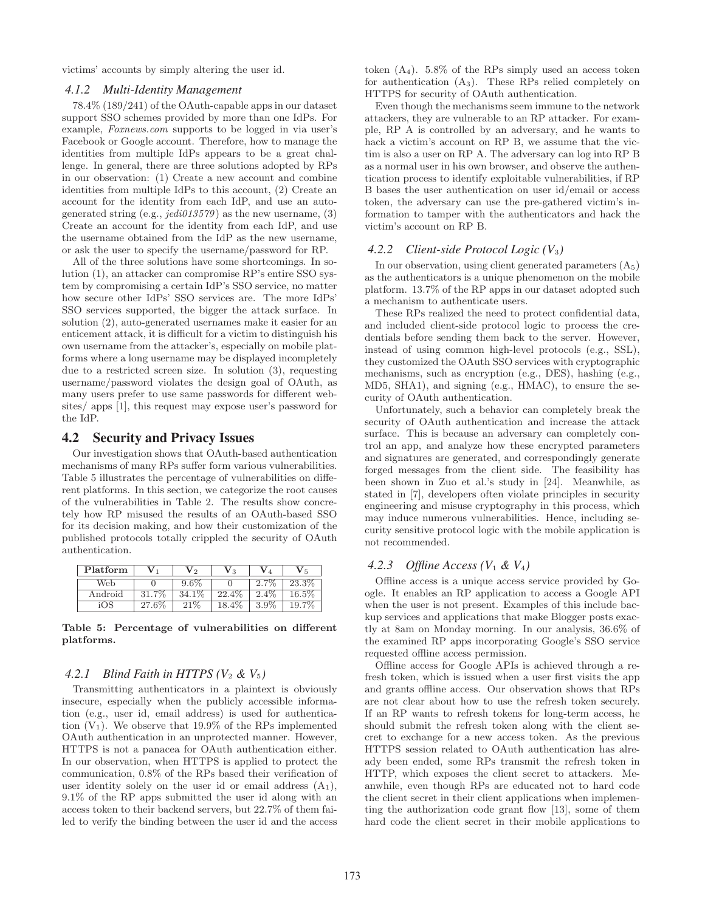victims' accounts by simply altering the user id.

### 4.1.2 *Multi-Identity Management*

78.4% (189/241) of the OAuth-capable apps in our dataset support SSO schemes provided by more than one IdPs. For example, *Foxnews.com* supports to be logged in via user's Facebook or Google account. Therefore, how to manage the identities from multiple IdPs appears to be a great challenge. In general, there are three solutions adopted by RPs in our observation: (1) Create a new account and combine identities from multiple IdPs to this account, (2) Create an account for the identity from each IdP, and use an auto-generated string (e.g., *jedi013579*) as the new username, (3) Create an account for the identity from each IdP, and use the username obtained from the IdP as the new username, or ask the user to specify the username/password for RP.

All of the three solutions have some shortcomings. In solution (1), an attacker can compromise RP's entire SSO system by compromising a certain IdP's SSO service, no matter how secure other IdPs' SSO services are. The more IdPs' SSO services supported, the bigger the attack surface. In solution (2), auto-generated usernames make it easier for an enticement attack, it is difficult for a victim to distinguish his own username from the attacker's, especially on mobile platforms where a long username may be displayed incompletely due to a restricted screen size. In solution (3), requesting username/password violates the design goal of OAuth, as many users prefer to use same passwords for different websites/ apps [1], this request may expose user's password for the IdP.

## 4.2 Security and Privacy Issues

Our investigation shows that OAuth-based authentication mechanisms of many RPs suffer form various vulnerabilities. Table 5 illustrates the percentage of vulnerabilities on different platforms. In this section, we categorize the root causes of the vulnerabilities in Table 2. The results show concretely how RP misused the results of an OAuth-based SSO for its decision making, and how their customization of the published protocols totally crippled the security of OAuth authentication.

| Platform | $V_1$ | $V_2$ | $V_3$ | $V_4$ | $V_5$ |
|---|---|---|---|---|---|
| Web | 0 | 9.6% | 0 | 2.7% | 23.3% |
| Android | 31.7% | 34.1% | 22.4% | 2.4% | 16.5% |
| iOS | 27.6% | 21% | 18.4% | 3.9% | 19.7% |

**Table 5: Percentage of vulnerabilities on different platforms.**

### 4.2.1 *Blind Faith in HTTPS ($V_2$ & $V_5$)*

Transmitting authenticators in a plaintext is obviously insecure, especially when the publicly accessible information (e.g., user id, email address) is used for authentication ($V_1$). We observe that 19.9% of the RPs implemented OAuth authentication in an unprotected manner. However, HTTPS is not a panacea for OAuth authentication either. In our observation, when HTTPS is applied to protect the communication, 0.8% of the RPs based their verification of user identity solely on the user id or email address ($A_1$), 9.1% of the RP apps submitted the user id along with an access token to their backend servers, but 22.7% of them failed to verify the binding between the user id and the access token ($A_4$). 5.8% of the RPs simply used an access token for authentication ($A_3$). These RPs relied completely on HTTPS for security of OAuth authentication.

Even though the mechanisms seem immune to the network attackers, they are vulnerable to an RP attacker. For example, RP A is controlled by an adversary, and he wants to hack a victim's account on RP B, we assume that the victim is also a user on RP A. The adversary can log into RP B as a normal user in his own browser, and observe the authentication process to identify exploitable vulnerabilities, if RP B bases the user authentication on user id/email or access token, the adversary can use the pre-gathered victim's information to tamper with the authenticators and hack the victim's account on RP B.

### 4.2.2 *Client-side Protocol Logic ($V_3$)*

In our observation, using client generated parameters ($A_5$) as the authenticators is a unique phenomenon on the mobile platform. 13.7% of the RP apps in our dataset adopted such a mechanism to authenticate users.

These RPs realized the need to protect confidential data, and included client-side protocol logic to process the credentials before sending them back to the server. However, instead of using common high-level protocols (e.g., SSL), they customized the OAuth SSO services with cryptographic mechanisms, such as encryption (e.g., DES), hashing (e.g., MD5, SHA1), and signing (e.g., HMAC), to ensure the security of OAuth authentication.

Unfortunately, such a behavior can completely break the security of OAuth authentication and increase the attack surface. This is because an adversary can completely control an app, and analyze how these encrypted parameters and signatures are generated, and correspondingly generate forged messages from the client side. The feasibility has been shown in Zuo et al.'s study in [24]. Meanwhile, as stated in [7], developers often violate principles in security engineering and misuse cryptography in this process, which may induce numerous vulnerabilities. Hence, including security sensitive protocol logic with the mobile application is not recommended.

### 4.2.3 *Offline Access ($V_1$ & $V_4$)*

Offline access is a unique access service provided by Google. It enables an RP application to access a Google API when the user is not present. Examples of this include backup services and applications that make Blogger posts exactly at 8am on Monday morning. In our analysis, 36.6% of the examined RP apps incorporating Google's SSO service requested offline access permission.

Offline access for Google APIs is achieved through a refresh token, which is issued when a user first visits the app and grants offline access. Our observation shows that RPs are not clear about how to use the refresh token securely. If an RP wants to refresh tokens for long-term access, he should submit the refresh token along with the client secret to exchange for a new access token. As the previous HTTPS session related to OAuth authentication has already been ended, some RPs transmit the refresh token in HTTP, which exposes the client secret to attackers. Meanwhile, even though RPs are educated not to hard code the client secret in their client applications when implementing the authorization code grant flow [13], some of them hard code the client secret in their mobile applications to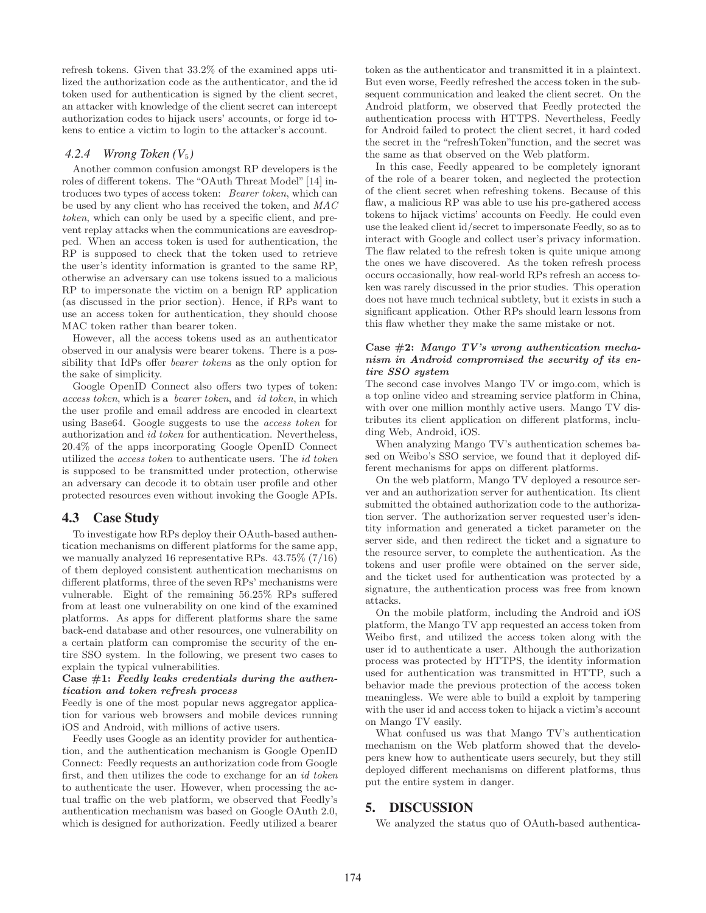refresh tokens. Given that 33.2% of the examined apps utilized the authorization code as the authenticator, and the id token used for authentication is signed by the client secret, an attacker with knowledge of the client secret can intercept authorization codes to hijack users' accounts, or forge id tokens to entice a victim to login to the attacker's account.

#### 4.2.4 Wrong Token ($V_5$)

Another common confusion amongst RP developers is the roles of different tokens. The "OAuth Threat Model" [14] introduces two types of access token: *Bearer token*, which can be used by any client who has received the token, and *MAC token*, which can only be used by a specific client, and prevent replay attacks when the communications are eavesdropped. When an access token is used for authentication, the RP is supposed to check that the token used to retrieve the user's identity information is granted to the same RP, otherwise an adversary can use tokens issued to a malicious RP to impersonate the victim on a benign RP application (as discussed in the prior section). Hence, if RPs want to use an access token for authentication, they should choose MAC token rather than bearer token.

However, all the access tokens used as an authenticator observed in our analysis were bearer tokens. There is a possibility that IdPs offer *bearer token*s as the only option for the sake of simplicity.

Google OpenID Connect also offers two types of token: *access token*, which is a *bearer token*, and *id token*, in which the user profile and email address are encoded in cleartext using Base64. Google suggests to use the *access token* for authorization and *id token* for authentication. Nevertheless, 20.4% of the apps incorporating Google OpenID Connect utilized the *access token* to authenticate users. The *id token* is supposed to be transmitted under protection, otherwise an adversary can decode it to obtain user profile and other protected resources even without invoking the Google APIs.

### 4.3 Case Study

To investigate how RPs deploy their OAuth-based authentication mechanisms on different platforms for the same app, we manually analyzed 16 representative RPs. 43.75% (7/16) of them deployed consistent authentication mechanisms on different platforms, three of the seven RPs' mechanisms were vulnerable. Eight of the remaining 56.25% RPs suffered from at least one vulnerability on one kind of the examined platforms. As apps for different platforms share the same back-end database and other resources, one vulnerability on a certain platform can compromise the security of the entire SSO system. In the following, we present two cases to explain the typical vulnerabilities.

**Case #1: *Feedly leaks credentials during the authentication and token refresh process***

Feedly is one of the most popular news aggregator application for various web browsers and mobile devices running iOS and Android, with millions of active users.

Feedly uses Google as an identity provider for authentication, and the authentication mechanism is Google OpenID Connect: Feedly requests an authorization code from Google first, and then utilizes the code to exchange for an *id token* to authenticate the user. However, when processing the actual traffic on the web platform, we observed that Feedly's authentication mechanism was based on Google OAuth 2.0, which is designed for authorization. Feedly utilized a bearer token as the authenticator and transmitted it in a plaintext. But even worse, Feedly refreshed the access token in the subsequent communication and leaked the client secret. On the Android platform, we observed that Feedly protected the authentication process with HTTPS. Nevertheless, Feedly for Android failed to protect the client secret, it hard coded the secret in the "refreshToken"function, and the secret was the same as that observed on the Web platform.

In this case, Feedly appeared to be completely ignorant of the role of a bearer token, and neglected the protection of the client secret when refreshing tokens. Because of this flaw, a malicious RP was able to use his pre-gathered access tokens to hijack victims' accounts on Feedly. He could even use the leaked client id/secret to impersonate Feedly, so as to interact with Google and collect user's privacy information. The flaw related to the refresh token is quite unique among the ones we have discovered. As the token refresh process occurs occasionally, how real-world RPs refresh an access token was rarely discussed in the prior studies. This operation does not have much technical subtlety, but it exists in such a significant application. Other RPs should learn lessons from this flaw whether they make the same mistake or not.

**Case #2: *Mango TV's wrong authentication mechanism in Android compromised the security of its entire SSO system***

The second case involves Mango TV or imgo.com, which is a top online video and streaming service platform in China, with over one million monthly active users. Mango TV distributes its client application on different platforms, including Web, Android, iOS.

When analyzing Mango TV's authentication schemes based on Weibo's SSO service, we found that it deployed different mechanisms for apps on different platforms.

On the web platform, Mango TV deployed a resource server and an authorization server for authentication. Its client submitted the obtained authorization code to the authorization server. The authorization server requested user's identity information and generated a ticket parameter on the server side, and then redirect the ticket and a signature to the resource server, to complete the authentication. As the tokens and user profile were obtained on the server side, and the ticket used for authentication was protected by a signature, the authentication process was free from known attacks.

On the mobile platform, including the Android and iOS platform, the Mango TV app requested an access token from Weibo first, and utilized the access token along with the user id to authenticate a user. Although the authorization process was protected by HTTPS, the identity information used for authentication was transmitted in HTTP, such a behavior made the previous protection of the access token meaningless. We were able to build a exploit by tampering with the user id and access token to hijack a victim's account on Mango TV easily.

What confused us was that Mango TV's authentication mechanism on the Web platform showed that the developers knew how to authenticate users securely, but they still deployed different mechanisms on different platforms, thus put the entire system in danger.

## 5. DISCUSSION

We analyzed the status quo of OAuth-based authentica-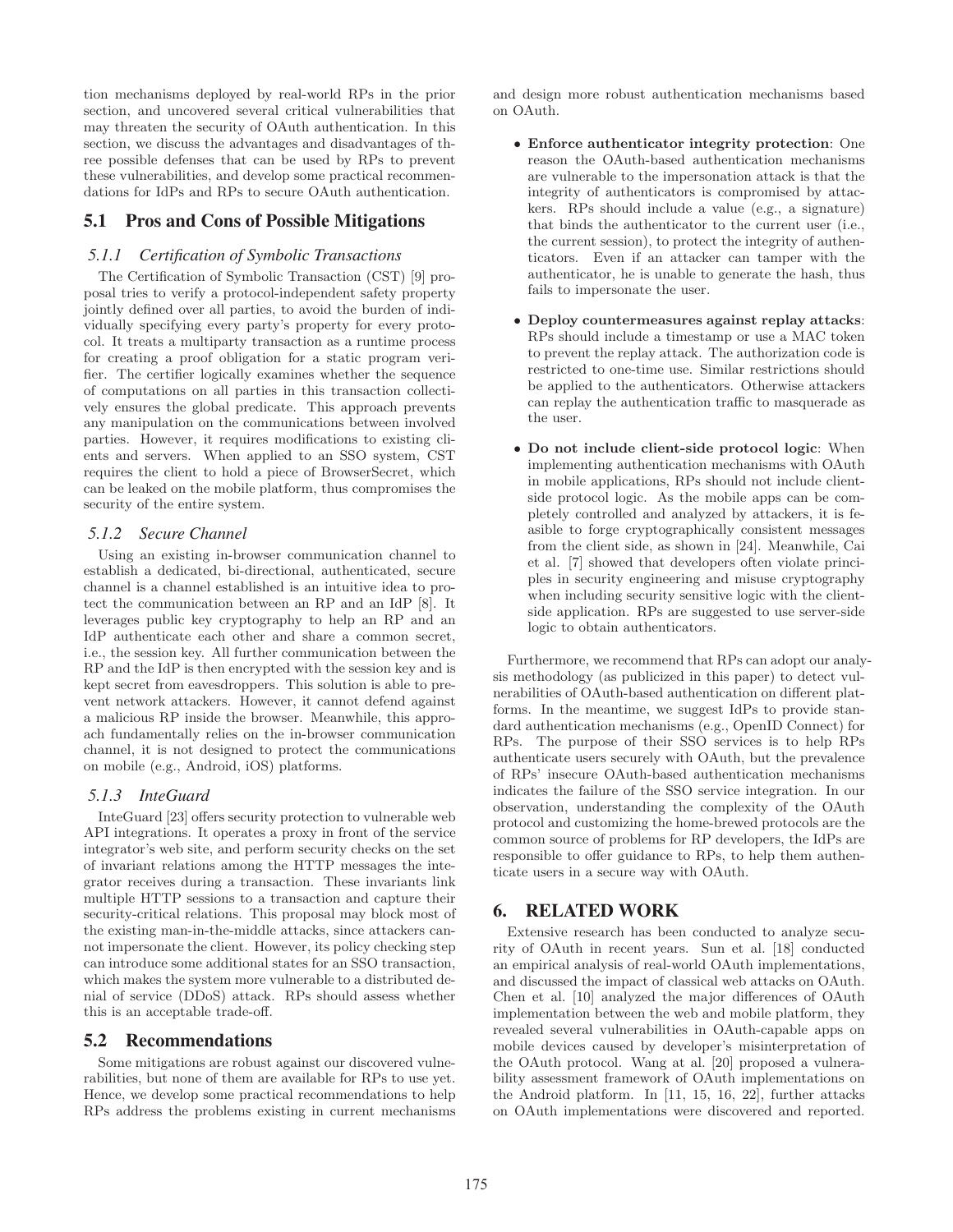tion mechanisms deployed by real-world RPs in the prior section, and uncovered several critical vulnerabilities that may threaten the security of OAuth authentication. In this section, we discuss the advantages and disadvantages of three possible defenses that can be used by RPs to prevent these vulnerabilities, and develop some practical recommendations for IdPs and RPs to secure OAuth authentication.

## 5.1 Pros and Cons of Possible Mitigations

### 5.1.1 Certification of Symbolic Transactions

The Certification of Symbolic Transaction (CST) [9] proposal tries to verify a protocol-independent safety property jointly defined over all parties, to avoid the burden of individually specifying every party's property for every protocol. It treats a multiparty transaction as a runtime process for creating a proof obligation for a static program verifier. The certifier logically examines whether the sequence of computations on all parties in this transaction collectively ensures the global predicate. This approach prevents any manipulation on the communications between involved parties. However, it requires modifications to existing clients and servers. When applied to an SSO system, CST requires the client to hold a piece of BrowserSecret, which can be leaked on the mobile platform, thus compromises the security of the entire system.

### 5.1.2 Secure Channel

Using an existing in-browser communication channel to establish a dedicated, bi-directional, authenticated, secure channel is a channel established is an intuitive idea to protect the communication between an RP and an IdP [8]. It leverages public key cryptography to help an RP and an IdP authenticate each other and share a common secret, i.e., the session key. All further communication between the RP and the IdP is then encrypted with the session key and is kept secret from eavesdroppers. This solution is able to prevent network attackers. However, it cannot defend against a malicious RP inside the browser. Meanwhile, this approach fundamentally relies on the in-browser communication channel, it is not designed to protect the communications on mobile (e.g., Android, iOS) platforms.

### 5.1.3 InteGuard

InteGuard [23] offers security protection to vulnerable web API integrations. It operates a proxy in front of the service integrator's web site, and perform security checks on the set of invariant relations among the HTTP messages the integrator receives during a transaction. These invariants link multiple HTTP sessions to a transaction and capture their security-critical relations. This proposal may block most of the existing man-in-the-middle attacks, since attackers cannot impersonate the client. However, its policy checking step can introduce some additional states for an SSO transaction, which makes the system more vulnerable to a distributed denial of service (DDoS) attack. RPs should assess whether this is an acceptable trade-off.

## 5.2 Recommendations

Some mitigations are robust against our discovered vulnerabilities, but none of them are available for RPs to use yet. Hence, we develop some practical recommendations to help RPs address the problems existing in current mechanisms and design more robust authentication mechanisms based on OAuth.

- **Enforce authenticator integrity protection**: One reason the OAuth-based authentication mechanisms are vulnerable to the impersonation attack is that the integrity of authenticators is compromised by attackers. RPs should include a value (e.g., a signature) that binds the authenticator to the current user (i.e., the current session), to protect the integrity of authenticators. Even if an attacker can tamper with the authenticator, he is unable to generate the hash, thus fails to impersonate the user.
- **Deploy countermeasures against replay attacks**: RPs should include a timestamp or use a MAC token to prevent the replay attack. The authorization code is restricted to one-time use. Similar restrictions should be applied to the authenticators. Otherwise attackers can replay the authentication traffic to masquerade as the user.
- **Do not include client-side protocol logic**: When implementing authentication mechanisms with OAuth in mobile applications, RPs should not include client-side protocol logic. As the mobile apps can be completely controlled and analyzed by attackers, it is feasible to forge cryptographically consistent messages from the client side, as shown in [24]. Meanwhile, Cai et al. [7] showed that developers often violate principles in security engineering and misuse cryptography when including security sensitive logic with the client-side application. RPs are suggested to use server-side logic to obtain authenticators.

Furthermore, we recommend that RPs can adopt our analysis methodology (as publicized in this paper) to detect vulnerabilities of OAuth-based authentication on different platforms. In the meantime, we suggest IdPs to provide standard authentication mechanisms (e.g., OpenID Connect) for RPs. The purpose of their SSO services is to help RPs authenticate users securely with OAuth, but the prevalence of RPs' insecure OAuth-based authentication mechanisms indicates the failure of the SSO service integration. In our observation, understanding the complexity of the OAuth protocol and customizing the home-brewed protocols are the common source of problems for RP developers, the IdPs are responsible to offer guidance to RPs, to help them authenticate users in a secure way with OAuth.

# 6. RELATED WORK

Extensive research has been conducted to analyze security of OAuth in recent years. Sun et al. [18] conducted an empirical analysis of real-world OAuth implementations, and discussed the impact of classical web attacks on OAuth. Chen et al. [10] analyzed the major differences of OAuth implementation between the web and mobile platform, they revealed several vulnerabilities in OAuth-capable apps on mobile devices caused by developer's misinterpretation of the OAuth protocol. Wang at al. [20] proposed a vulnerability assessment framework of OAuth implementations on the Android platform. In [11, 15, 16, 22], further attacks on OAuth implementations were discovered and reported.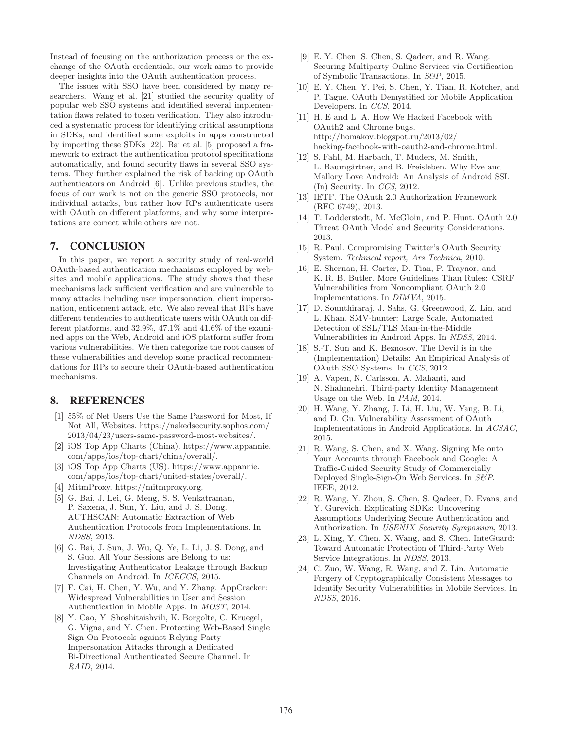Instead of focusing on the authorization process or the exchange of the OAuth credentials, our work aims to provide deeper insights into the OAuth authentication process.

The issues with SSO have been considered by many researchers. Wang et al. [21] studied the security quality of popular web SSO systems and identified several implementation flaws related to token verification. They also introduced a systematic process for identifying critical assumptions in SDKs, and identified some exploits in apps constructed by importing these SDKs [22]. Bai et al. [5] proposed a framework to extract the authentication protocol specifications automatically, and found security flaws in several SSO systems. They further explained the risk of backing up OAuth authenticators on Android [6]. Unlike previous studies, the focus of our work is not on the generic SSO protocols, nor individual attacks, but rather how RPs authenticate users with OAuth on different platforms, and why some interpretations are correct while others are not.

## 7. CONCLUSION

In this paper, we report a security study of real-world OAuth-based authentication mechanisms employed by websites and mobile applications. The study shows that these mechanisms lack sufficient verification and are vulnerable to many attacks including user impersonation, client impersonation, enticement attack, etc. We also reveal that RPs have different tendencies to authenticate users with OAuth on different platforms, and 32.9%, 47.1% and 41.6% of the examined apps on the Web, Android and iOS platform suffer from various vulnerabilities. We then categorize the root causes of these vulnerabilities and develop some practical recommendations for RPs to secure their OAuth-based authentication mechanisms.

## 8. REFERENCES

[1] 55% of Net Users Use the Same Password for Most, If Not All, Websites. https://nakedsecurity.sophos.com/2013/04/23/users-same-password-most-websites/.

[2] iOS Top App Charts (China). https://www.appannie.com/apps/ios/top-chart/china/overall/.

[3] iOS Top App Charts (US). https://www.appannie.com/apps/ios/top-chart/united-states/overall/.

[4] MitmProxy. https://mitmproxy.org.

[5] G. Bai, J. Lei, G. Meng, S. S. Venkatraman, P. Saxena, J. Sun, Y. Liu, and J. S. Dong. AUTHSCAN: Automatic Extraction of Web Authentication Protocols from Implementations. In *NDSS*, 2013.

[6] G. Bai, J. Sun, J. Wu, Q. Ye, L. Li, J. S. Dong, and S. Guo. All Your Sessions are Belong to us: Investigating Authenticator Leakage through Backup Channels on Android. In *ICECCS*, 2015.

[7] F. Cai, H. Chen, Y. Wu, and Y. Zhang. AppCracker: Widespread Vulnerabilities in User and Session Authentication in Mobile Apps. In *MOST*, 2014.

[8] Y. Cao, Y. Shoshitaishvili, K. Borgolte, C. Kruegel, G. Vigna, and Y. Chen. Protecting Web-Based Single Sign-On Protocols against Relying Party Impersonation Attacks through a Dedicated Bi-Directional Authenticated Secure Channel. In *RAID*, 2014.

[9] E. Y. Chen, S. Chen, S. Qadeer, and R. Wang. Securing Multiparty Online Services via Certification of Symbolic Transactions. In *S&P*, 2015.

[10] E. Y. Chen, Y. Pei, S. Chen, Y. Tian, R. Kotcher, and P. Tague. OAuth Demystified for Mobile Application Developers. In *CCS*, 2014.

[11] H. E and L. A. How We Hacked Facebook with OAuth2 and Chrome bugs. http://homakov.blogspot.ru/2013/02/hacking-facebook-with-oauth2-and-chrome.html.

[12] S. Fahl, M. Harbach, T. Muders, M. Smith, L. Baumgärtner, and B. Freisleben. Why Eve and Mallory Love Android: An Analysis of Android SSL (In) Security. In *CCS*, 2012.

[13] IETF. The OAuth 2.0 Authorization Framework (RFC 6749), 2013.

[14] T. Lodderstedt, M. McGloin, and P. Hunt. OAuth 2.0 Threat OAuth Model and Security Considerations. 2013.

[15] R. Paul. Compromising Twitter's OAuth Security System. *Technical report, Ars Technica*, 2010.

[16] E. Shernan, H. Carter, D. Tian, P. Traynor, and K. R. B. Butler. More Guidelines Than Rules: CSRF Vulnerabilities from Noncompliant OAuth 2.0 Implementations. In *DIMVA*, 2015.

[17] D. Sounthiraraj, J. Sahs, G. Greenwood, Z. Lin, and L. Khan. SMV-hunter: Large Scale, Automated Detection of SSL/TLS Man-in-the-Middle Vulnerabilities in Android Apps. In *NDSS*, 2014.

[18] S.-T. Sun and K. Beznosov. The Devil is in the (Implementation) Details: An Empirical Analysis of OAuth SSO Systems. In *CCS*, 2012.

[19] A. Vapen, N. Carlsson, A. Mahanti, and N. Shahmehri. Third-party Identity Management Usage on the Web. In *PAM*, 2014.

[20] H. Wang, Y. Zhang, J. Li, H. Liu, W. Yang, B. Li, and D. Gu. Vulnerability Assessment of OAuth Implementations in Android Applications. In *ACSAC*, 2015.

[21] R. Wang, S. Chen, and X. Wang. Signing Me onto Your Accounts through Facebook and Google: A Traffic-Guided Security Study of Commercially Deployed Single-Sign-On Web Services. In *S&P*. IEEE, 2012.

[22] R. Wang, Y. Zhou, S. Chen, S. Qadeer, D. Evans, and Y. Gurevich. Explicating SDKs: Uncovering Assumptions Underlying Secure Authentication and Authorization. In *USENIX Security Symposium*, 2013.

[23] L. Xing, Y. Chen, X. Wang, and S. Chen. InteGuard: Toward Automatic Protection of Third-Party Web Service Integrations. In *NDSS*, 2013.

[24] C. Zuo, W. Wang, R. Wang, and Z. Lin. Automatic Forgery of Cryptographically Consistent Messages to Identify Security Vulnerabilities in Mobile Services. In *NDSS*, 2016.